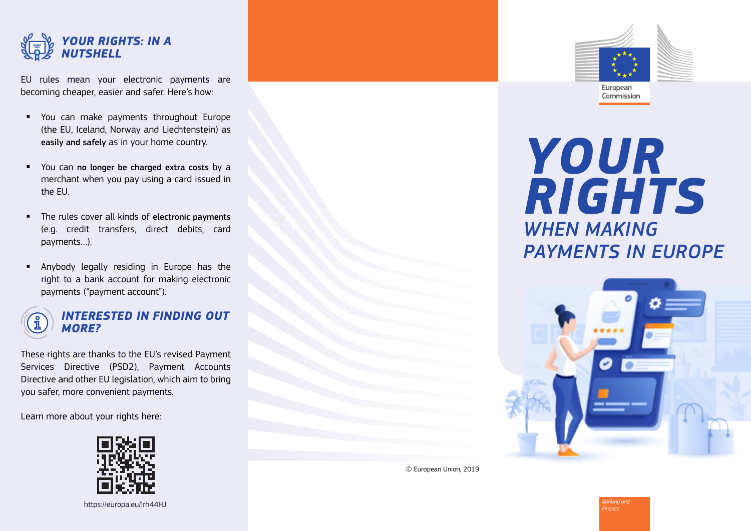## *YOUR RIGHTS: IN A NUTSHELL*

EU rules mean your electronic payments are becoming cheaper, easier and safer. Here's how:

- You can make payments throughout Europe (the EU, Iceland, Norway and Liechtenstein) as **easily and safely** as in your home country.
- You can **no longer be charged extra costs** by a merchant when you pay using a card issued in the EU.
- The rules cover all kinds of **electronic payments** (e.g. credit transfers, direct debits, card payments…).
- Anybody legally residing in Europe has the right to a bank account for making electronic payments ("payment account").

## *INTERESTED IN FINDING OUT MORE?*

These rights are thanks to the EU's revised Payment Services Directive (PSD2), Payment Accounts Directive and other EU legislation, which aim to bring you safer, more convenient payments.

Learn more about your rights here:

https://europa.eu/!rh44HJ

© European Union, 2019

European Commission

# *YOUR RIGHTS*

## *WHEN MAKING PAYMENTS IN EUROPE*

*Banking and Finance*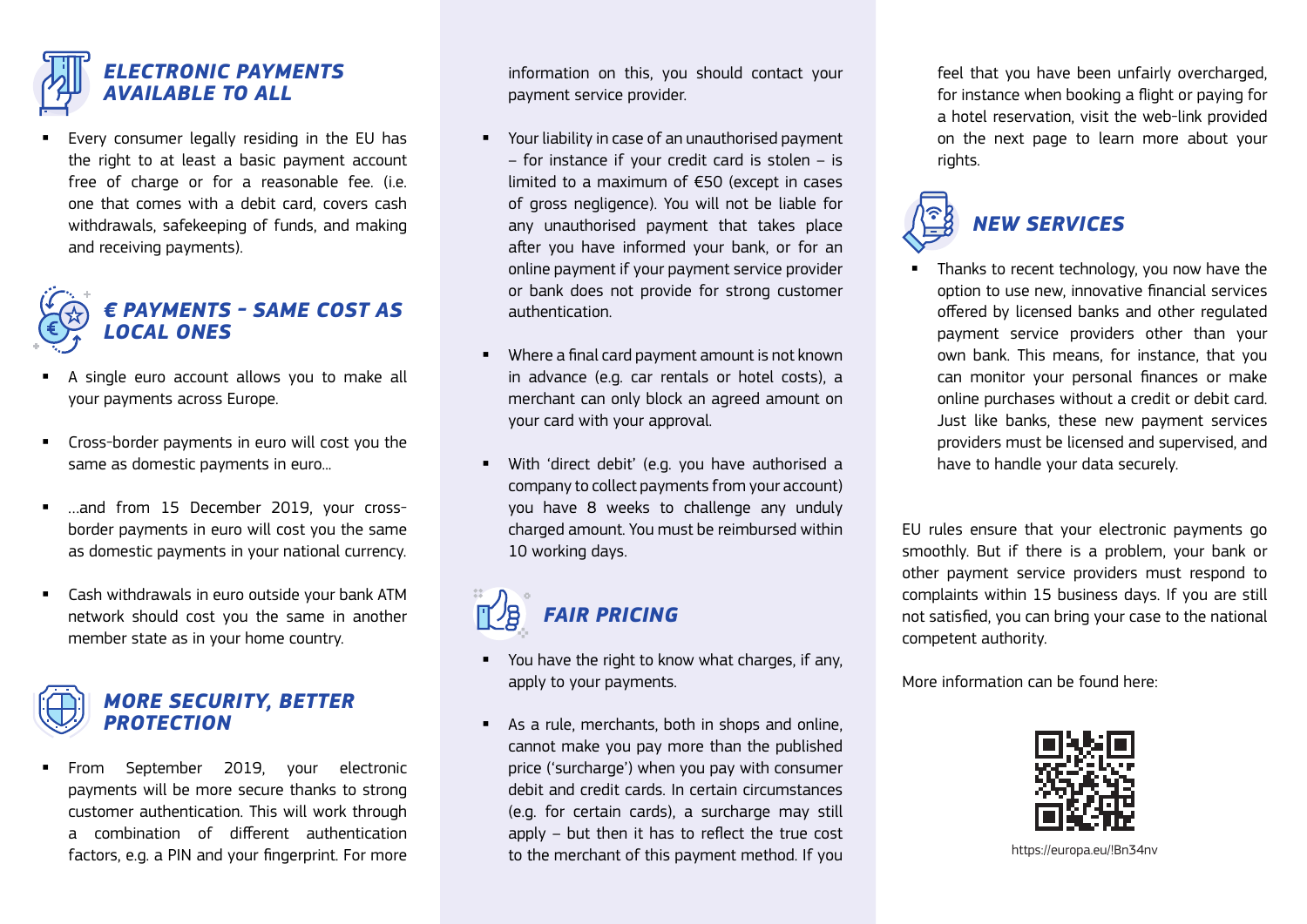## *ELECTRONIC PAYMENTS AVAILABLE TO ALL*

- Every consumer legally residing in the EU has the right to at least a basic payment account free of charge or for a reasonable fee. (i.e. one that comes with a debit card, covers cash withdrawals, safekeeping of funds, and making and receiving payments).

## *€ PAYMENTS – SAME COST AS LOCAL ONES*

- A single euro account allows you to make all your payments across Europe.
- Cross-border payments in euro will cost you the same as domestic payments in euro...
- ...and from 15 December 2019, your cross-border payments in euro will cost you the same as domestic payments in your national currency.
- Cash withdrawals in euro outside your bank ATM network should cost you the same in another member state as in your home country.

## *MORE SECURITY, BETTER PROTECTION*

- From September 2019, your electronic payments will be more secure thanks to strong customer authentication. This will work through a combination of different authentication factors, e.g. a PIN and your fingerprint. For more information on this, you should contact your payment service provider.
- Your liability in case of an unauthorised payment – for instance if your credit card is stolen – is limited to a maximum of €50 (except in cases of gross negligence). You will not be liable for any unauthorised payment that takes place after you have informed your bank, or for an online payment if your payment service provider or bank does not provide for strong customer authentication.
- Where a final card payment amount is not known in advance (e.g. car rentals or hotel costs), a merchant can only block an agreed amount on your card with your approval.
- With 'direct debit' (e.g. you have authorised a company to collect payments from your account) you have 8 weeks to challenge any unduly charged amount. You must be reimbursed within 10 working days.

## *FAIR PRICING*

- You have the right to know what charges, if any, apply to your payments.
- As a rule, merchants, both in shops and online, cannot make you pay more than the published price ('surcharge') when you pay with consumer debit and credit cards. In certain circumstances (e.g. for certain cards), a surcharge may still apply – but then it has to reflect the true cost to the merchant of this payment method. If you feel that you have been unfairly overcharged, for instance when booking a flight or paying for a hotel reservation, visit the web-link provided on the next page to learn more about your rights.

## *NEW SERVICES*

- Thanks to recent technology, you now have the option to use new, innovative financial services offered by licensed banks and other regulated payment service providers other than your own bank. This means, for instance, that you can monitor your personal finances or make online purchases without a credit or debit card. Just like banks, these new payment services providers must be licensed and supervised, and have to handle your data securely.

EU rules ensure that your electronic payments go smoothly. But if there is a problem, your bank or other payment service providers must respond to complaints within 15 business days. If you are still not satisfied, you can bring your case to the national competent authority.

More information can be found here:

https://europa.eu/!Bn34nv